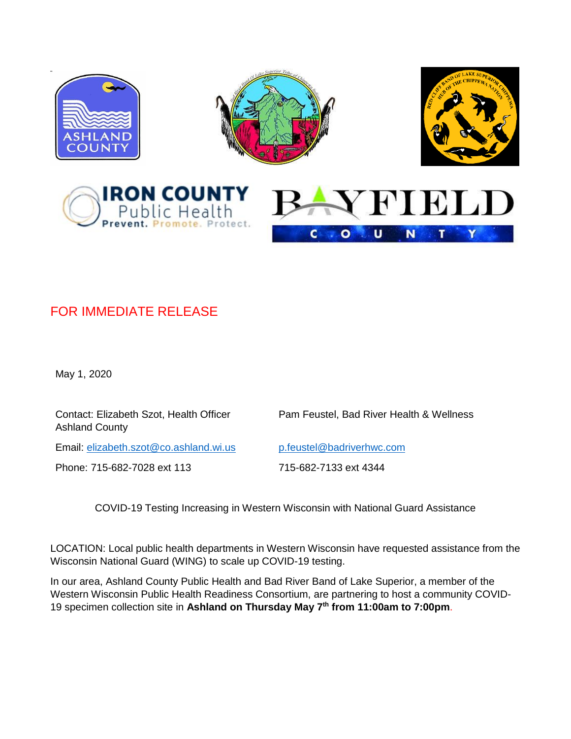FOR IMMEDIATE RELEASE

May 1, 2020

Contact: Elizabeth Szot, Health Officer Ashland County

Email: elizabeth.szot@co.ashland.wi.us

Phone: 715-682-7028 ext 113

Pam Feustel, Bad River Health & Wellness

p.feustel@badriverhwc.com

715-682-7133 ext 4344

COVID-19 Testing Increasing in Western Wisconsin with National Guard Assistance

LOCATION: Local public health departments in Western Wisconsin have requested assistance from the Wisconsin National Guard (WING) to scale up COVID-19 testing.

In our area, Ashland County Public Health and Bad River Band of Lake Superior, a member of the Western Wisconsin Public Health Readiness Consortium, are partnering to host a community COVID-19 specimen collection site in **Ashland on Thursday May 7th from 11:00am to 7:00pm**.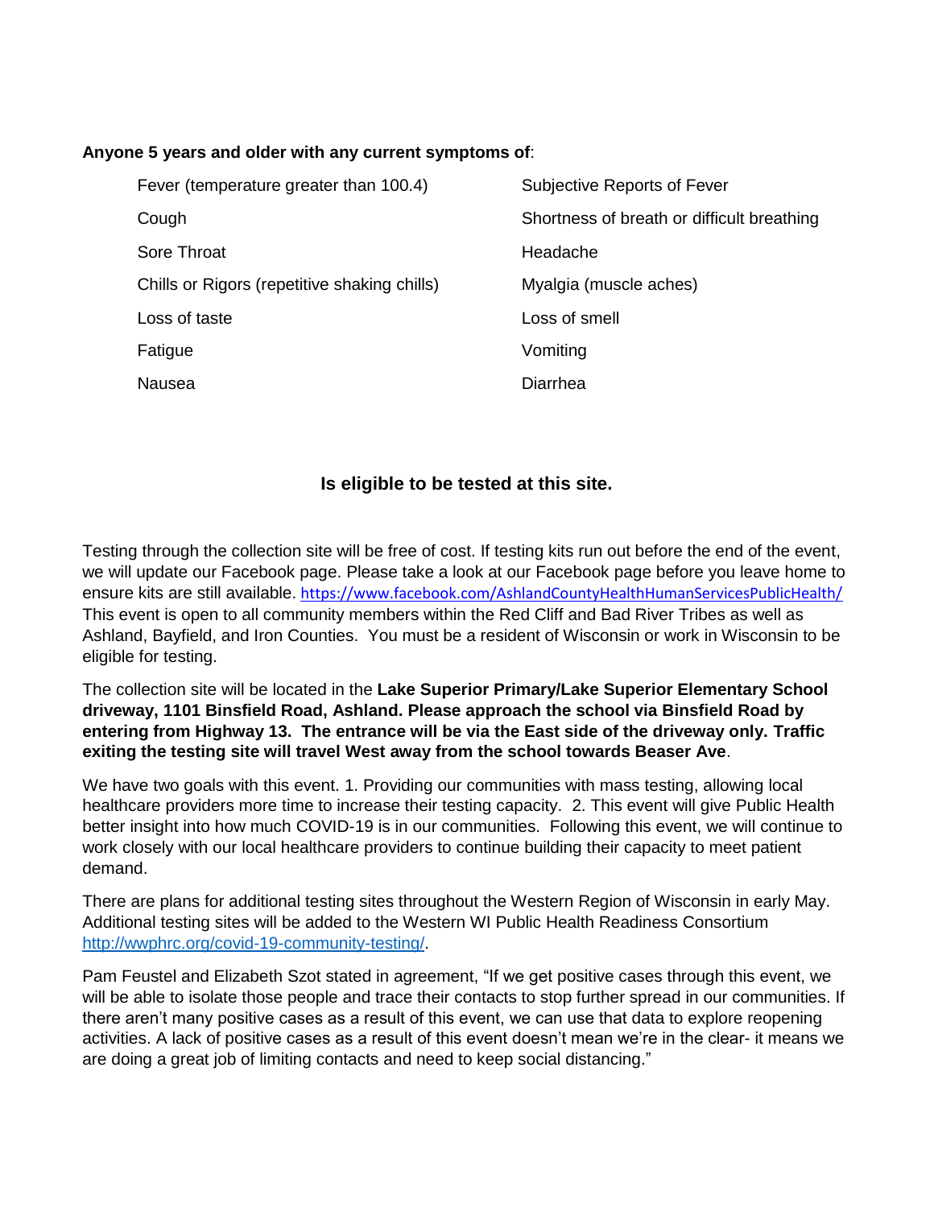**Anyone 5 years and older with any current symptoms of**:

- Fever (temperature greater than 100.4)
- Subjective Reports of Fever
- Cough
- Shortness of breath or difficult breathing
- Sore Throat
- Headache
- Chills or Rigors (repetitive shaking chills)
- Myalgia (muscle aches)
- Loss of taste
- Loss of smell
- Fatigue
- Vomiting
- Nausea
- Diarrhea

**Is eligible to be tested at this site.**

Testing through the collection site will be free of cost. If testing kits run out before the end of the event, we will update our Facebook page. Please take a look at our Facebook page before you leave home to ensure kits are still available. https://www.facebook.com/AshlandCountyHealthHumanServicesPublicHealth/ This event is open to all community members within the Red Cliff and Bad River Tribes as well as Ashland, Bayfield, and Iron Counties. You must be a resident of Wisconsin or work in Wisconsin to be eligible for testing.

The collection site will be located in the **Lake Superior Primary/Lake Superior Elementary School driveway, 1101 Binsfield Road, Ashland. Please approach the school via Binsfield Road by entering from Highway 13. The entrance will be via the East side of the driveway only. Traffic exiting the testing site will travel West away from the school towards Beaser Ave**.

We have two goals with this event. 1. Providing our communities with mass testing, allowing local healthcare providers more time to increase their testing capacity. 2. This event will give Public Health better insight into how much COVID-19 is in our communities. Following this event, we will continue to work closely with our local healthcare providers to continue building their capacity to meet patient demand.

There are plans for additional testing sites throughout the Western Region of Wisconsin in early May. Additional testing sites will be added to the Western WI Public Health Readiness Consortium http://wwphrc.org/covid-19-community-testing/.

Pam Feustel and Elizabeth Szot stated in agreement, "If we get positive cases through this event, we will be able to isolate those people and trace their contacts to stop further spread in our communities. If there aren't many positive cases as a result of this event, we can use that data to explore reopening activities. A lack of positive cases as a result of this event doesn't mean we're in the clear- it means we are doing a great job of limiting contacts and need to keep social distancing."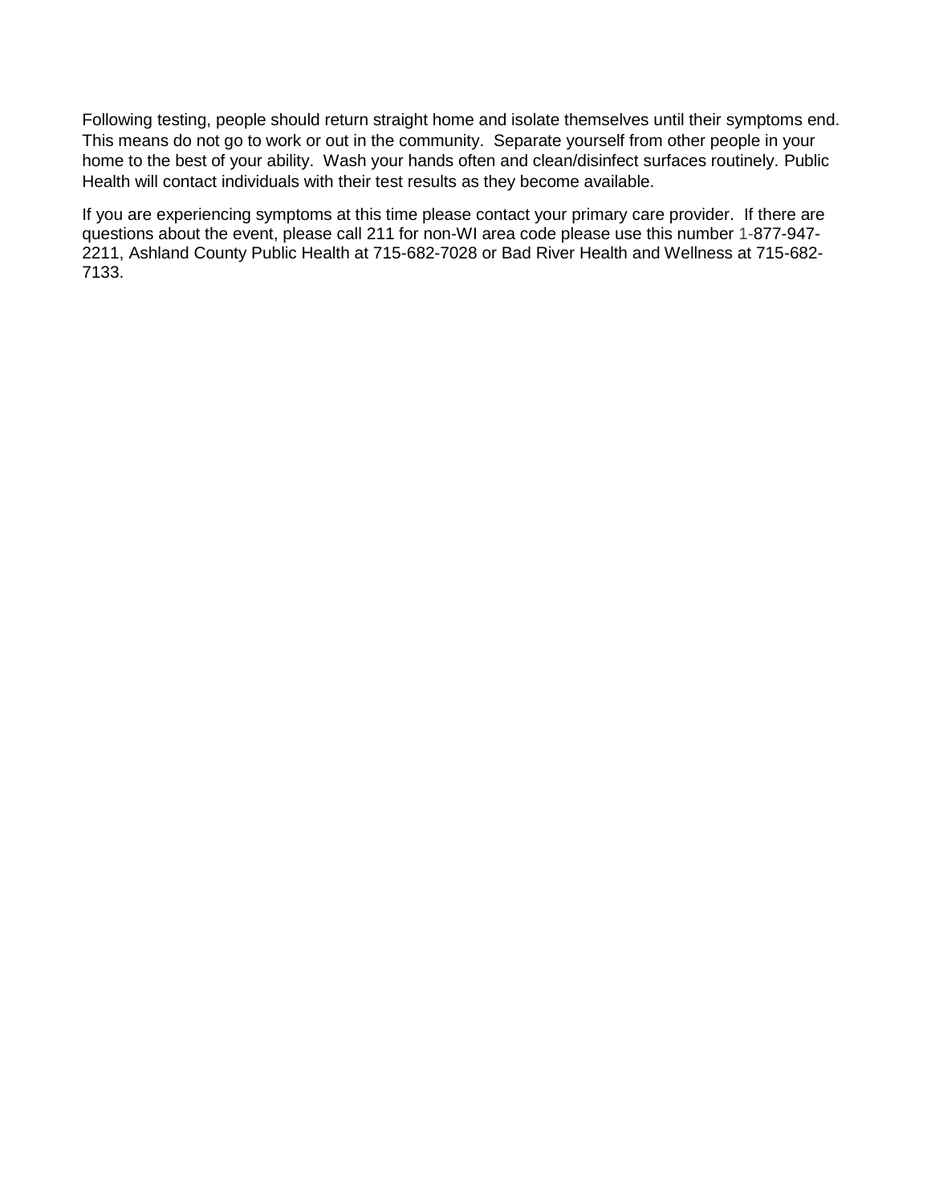Following testing, people should return straight home and isolate themselves until their symptoms end. This means do not go to work or out in the community.  Separate yourself from other people in your home to the best of your ability.  Wash your hands often and clean/disinfect surfaces routinely. Public Health will contact individuals with their test results as they become available.

If you are experiencing symptoms at this time please contact your primary care provider.  If there are questions about the event, please call 211 for non-WI area code please use this number 1-877-947-2211, Ashland County Public Health at 715-682-7028 or Bad River Health and Wellness at 715-682-7133.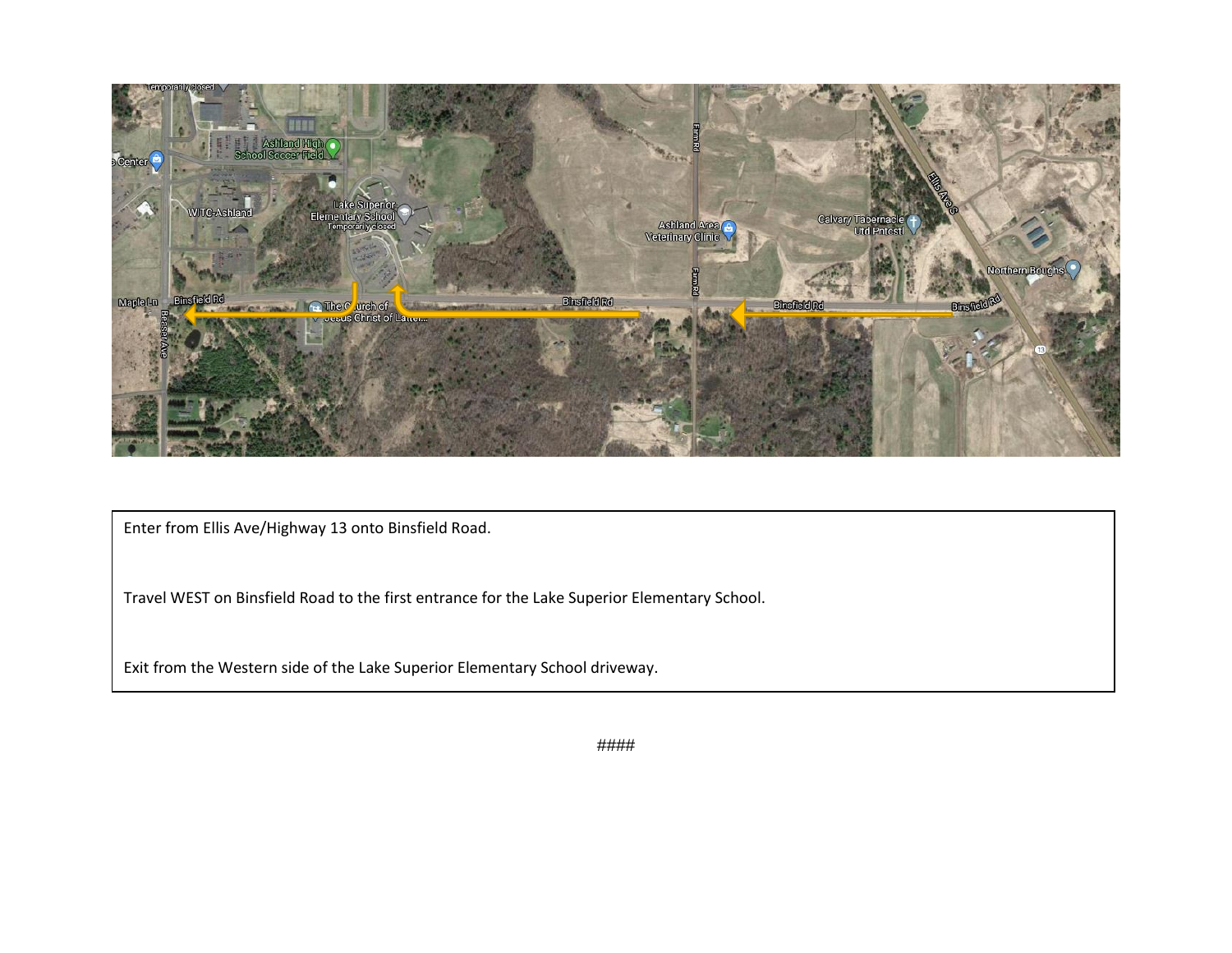Enter from Ellis Ave/Highway 13 onto Binsfield Road.

Travel WEST on Binsfield Road to the first entrance for the Lake Superior Elementary School.

Exit from the Western side of the Lake Superior Elementary School driveway.

####